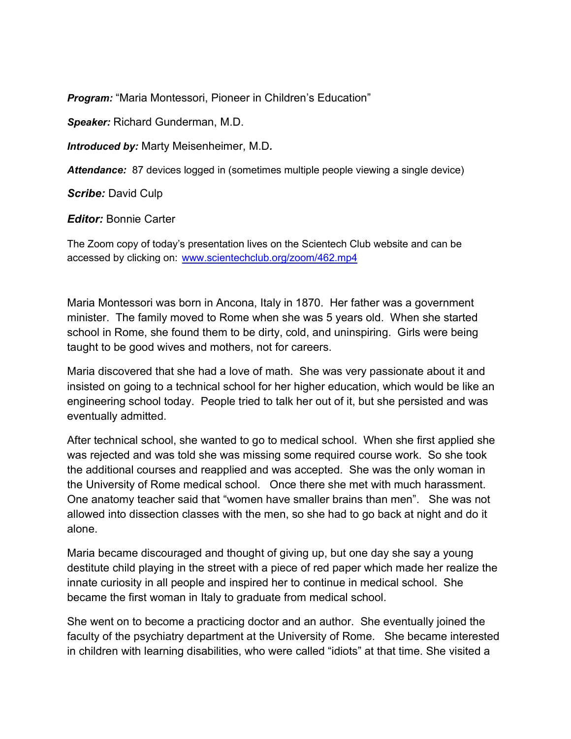***Program:*** "Maria Montessori, Pioneer in Children's Education"

***Speaker:*** Richard Gunderman, M.D.

***Introduced by:*** Marty Meisenheimer, M.D.

***Attendance:*** 87 devices logged in (sometimes multiple people viewing a single device)

***Scribe:*** David Culp

***Editor:*** Bonnie Carter

The Zoom copy of today's presentation lives on the Scientech Club website and can be accessed by clicking on: [www.scientechclub.org/zoom/462.mp4](www.scientechclub.org/zoom/462.mp4)

Maria Montessori was born in Ancona, Italy in 1870. Her father was a government minister. The family moved to Rome when she was 5 years old. When she started school in Rome, she found them to be dirty, cold, and uninspiring. Girls were being taught to be good wives and mothers, not for careers.

Maria discovered that she had a love of math. She was very passionate about it and insisted on going to a technical school for her higher education, which would be like an engineering school today. People tried to talk her out of it, but she persisted and was eventually admitted.

After technical school, she wanted to go to medical school. When she first applied she was rejected and was told she was missing some required course work. So she took the additional courses and reapplied and was accepted. She was the only woman in the University of Rome medical school. Once there she met with much harassment. One anatomy teacher said that "women have smaller brains than men". She was not allowed into dissection classes with the men, so she had to go back at night and do it alone.

Maria became discouraged and thought of giving up, but one day she say a young destitute child playing in the street with a piece of red paper which made her realize the innate curiosity in all people and inspired her to continue in medical school. She became the first woman in Italy to graduate from medical school.

She went on to become a practicing doctor and an author. She eventually joined the faculty of the psychiatry department at the University of Rome. She became interested in children with learning disabilities, who were called "idiots" at that time. She visited a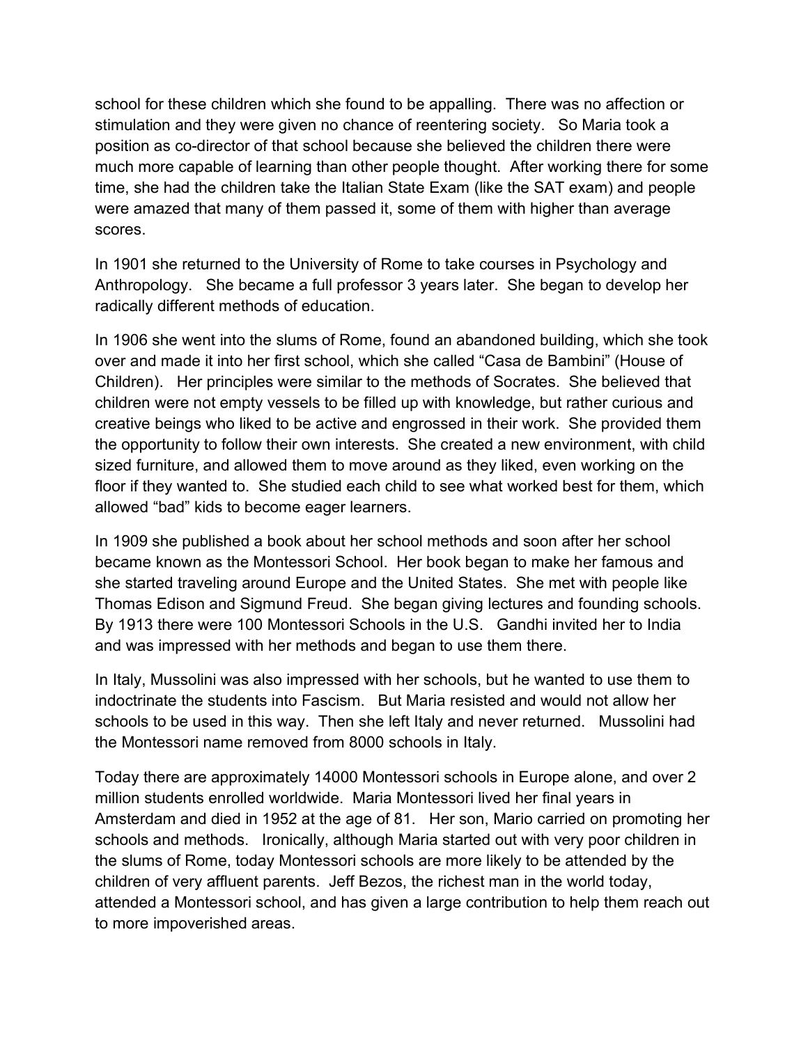school for these children which she found to be appalling. There was no affection or stimulation and they were given no chance of reentering society. So Maria took a position as co-director of that school because she believed the children there were much more capable of learning than other people thought. After working there for some time, she had the children take the Italian State Exam (like the SAT exam) and people were amazed that many of them passed it, some of them with higher than average scores.

In 1901 she returned to the University of Rome to take courses in Psychology and Anthropology. She became a full professor 3 years later. She began to develop her radically different methods of education.

In 1906 she went into the slums of Rome, found an abandoned building, which she took over and made it into her first school, which she called "Casa de Bambini" (House of Children). Her principles were similar to the methods of Socrates. She believed that children were not empty vessels to be filled up with knowledge, but rather curious and creative beings who liked to be active and engrossed in their work. She provided them the opportunity to follow their own interests. She created a new environment, with child sized furniture, and allowed them to move around as they liked, even working on the floor if they wanted to. She studied each child to see what worked best for them, which allowed "bad" kids to become eager learners.

In 1909 she published a book about her school methods and soon after her school became known as the Montessori School. Her book began to make her famous and she started traveling around Europe and the United States. She met with people like Thomas Edison and Sigmund Freud. She began giving lectures and founding schools. By 1913 there were 100 Montessori Schools in the U.S. Gandhi invited her to India and was impressed with her methods and began to use them there.

In Italy, Mussolini was also impressed with her schools, but he wanted to use them to indoctrinate the students into Fascism. But Maria resisted and would not allow her schools to be used in this way. Then she left Italy and never returned. Mussolini had the Montessori name removed from 8000 schools in Italy.

Today there are approximately 14000 Montessori schools in Europe alone, and over 2 million students enrolled worldwide. Maria Montessori lived her final years in Amsterdam and died in 1952 at the age of 81. Her son, Mario carried on promoting her schools and methods. Ironically, although Maria started out with very poor children in the slums of Rome, today Montessori schools are more likely to be attended by the children of very affluent parents. Jeff Bezos, the richest man in the world today, attended a Montessori school, and has given a large contribution to help them reach out to more impoverished areas.